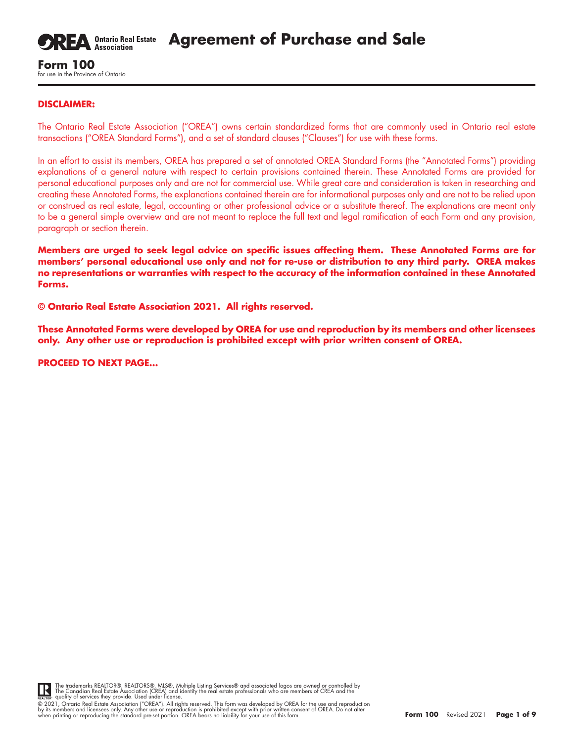# Agreement of Purchase and Sale

**OREA** Ontario Real Estate Association

**Form 100**
for use in the Province of Ontario

**DISCLAIMER:**

The Ontario Real Estate Association ("OREA") owns certain standardized forms that are commonly used in Ontario real estate transactions ("OREA Standard Forms"), and a set of standard clauses ("Clauses") for use with these forms.

In an effort to assist its members, OREA has prepared a set of annotated OREA Standard Forms (the "Annotated Forms") providing explanations of a general nature with respect to certain provisions contained therein. These Annotated Forms are provided for personal educational purposes only and are not for commercial use. While great care and consideration is taken in researching and creating these Annotated Forms, the explanations contained therein are for informational purposes only and are not to be relied upon or construed as real estate, legal, accounting or other professional advice or a substitute thereof. The explanations are meant only to be a general simple overview and are not meant to replace the full text and legal ramification of each Form and any provision, paragraph or section therein.

**Members are urged to seek legal advice on specific issues affecting them. These Annotated Forms are for members' personal educational use only and not for re-use or distribution to any third party. OREA makes no representations or warranties with respect to the accuracy of the information contained in these Annotated Forms.**

**© Ontario Real Estate Association 2021. All rights reserved.**

**These Annotated Forms were developed by OREA for use and reproduction by its members and other licensees only. Any other use or reproduction is prohibited except with prior written consent of OREA.**

**PROCEED TO NEXT PAGE...**

The trademarks REALTOR®, REALTORS®, MLS®, Multiple Listing Services® and associated logos are owned or controlled by The Canadian Real Estate Association (CREA) and identify the real estate professionals who are members of CREA and the quality of services they provide. Used under license.

© 2021, Ontario Real Estate Association ("OREA"). All rights reserved. This form was developed by OREA for the use and reproduction by its members and licensees only. Any other use or reproduction is prohibited except with prior written consent of OREA. Do not alter when printing or reproducing the standard pre-set portion. OREA bears no liability for your use of this form.

**Form 100** Revised 2021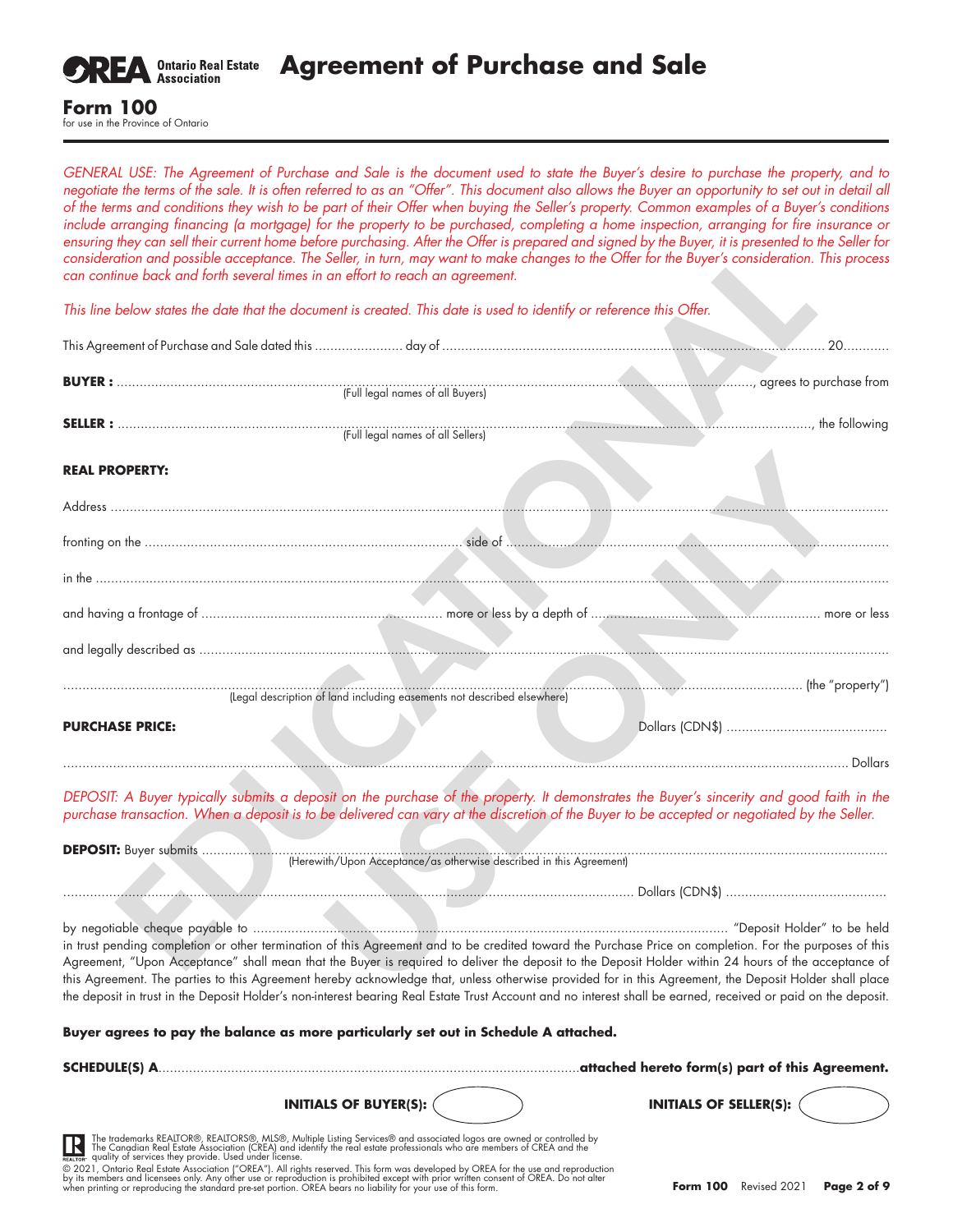# Agreement of Purchase and Sale

**Form 100**
for use in the Province of Ontario

*GENERAL USE: The Agreement of Purchase and Sale is the document used to state the Buyer's desire to purchase the property, and to negotiate the terms of the sale. It is often referred to as an "Offer". This document also allows the Buyer an opportunity to set out in detail all of the terms and conditions they wish to be part of their Offer when buying the Seller's property. Common examples of a Buyer's conditions include arranging financing (a mortgage) for the property to be purchased, completing a home inspection, arranging for fire insurance or ensuring they can sell their current home before purchasing. After the Offer is prepared and signed by the Buyer, it is presented to the Seller for consideration and possible acceptance. The Seller, in turn, may want to make changes to the Offer for the Buyer's consideration. This process can continue back and forth several times in an effort to reach an agreement.*

*This line below states the date that the document is created. This date is used to identify or reference this Offer.*

This Agreement of Purchase and Sale dated this ...................... day of .................................................................................................. 20...........

**BUYER :** ........................................................................................................................................, agrees to purchase from
(Full legal names of all Buyers)

**SELLER :** ........................................................................................................................................, the following
(Full legal names of all Sellers)

**REAL PROPERTY:**

Address ..........................................................................................................................................................

fronting on the .................................................................................. side of ..................................................................

in the ..........................................................................................................................................................

and having a frontage of .............................................................. more or less by a depth of .............................................................. more or less

and legally described as ..........................................................................................................................................

.......................................................................................................................................... (the "property")
(Legal description of land including easements not described elsewhere)

**PURCHASE PRICE:** Dollars (CDN$) ..........................................

.......................................................................................................................................... Dollars

*DEPOSIT: A Buyer typically submits a deposit on the purchase of the property. It demonstrates the Buyer's sincerity and good faith in the purchase transaction. When a deposit is to be delivered can vary at the discretion of the Buyer to be accepted or negotiated by the Seller.*

**DEPOSIT:** Buyer submits ..........................................................................................................................................
(Herewith/Upon Acceptance/as otherwise described in this Agreement)

.......................................................................................................................................... Dollars (CDN$) ..........................................

by negotiable cheque payable to .......................................................................................................... "Deposit Holder" to be held in trust pending completion or other termination of this Agreement and to be credited toward the Purchase Price on completion. For the purposes of this Agreement, "Upon Acceptance" shall mean that the Buyer is required to deliver the deposit to the Deposit Holder within 24 hours of the acceptance of this Agreement. The parties to this Agreement hereby acknowledge that, unless otherwise provided for in this Agreement, the Deposit Holder shall place the deposit in trust in the Deposit Holder's non-interest bearing Real Estate Trust Account and no interest shall be earned, received or paid on the deposit.

**Buyer agrees to pay the balance as more particularly set out in Schedule A attached.**

**SCHEDULE(S) A**.......................................................................................................... **attached hereto form(s) part of this Agreement.**

**INITIALS OF BUYER(S):** **INITIALS OF SELLER(S):**

The trademarks REALTOR®, REALTORS®, MLS®, Multiple Listing Services® and associated logos are owned or controlled by The Canadian Real Estate Association (CREA) and identify the real estate professionals who are members of CREA and the quality of services they provide. Used under license.
© 2021, Ontario Real Estate Association ("OREA"). All rights reserved. This form was developed by OREA for the use and reproduction by its members and licensees only. Any other use or reproduction is prohibited except with prior written consent of OREA. Do not alter when printing or reproducing the standard pre-set portion. OREA bears no liability for your use of this form.

**Form 100** Revised 2021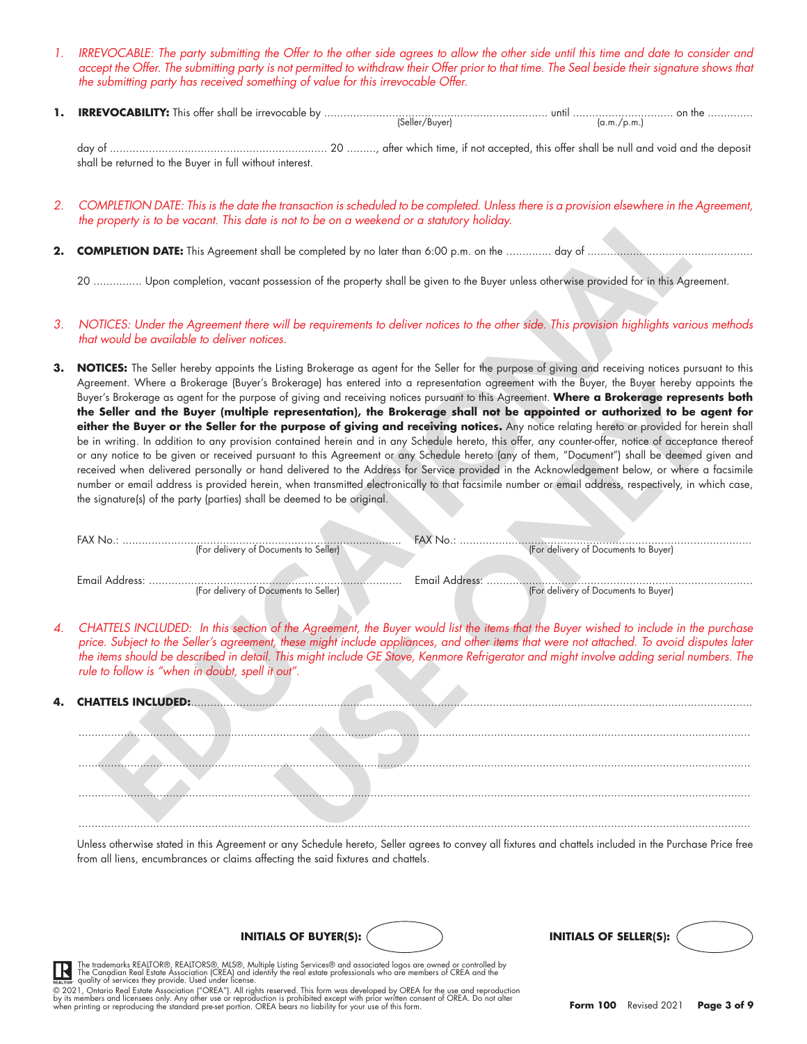*1. IRREVOCABLE: The party submitting the Offer to the other side agrees to allow the other side until this time and date to consider and accept the Offer. The submitting party is not permitted to withdraw their Offer prior to that time. The Seal beside their signature shows that the submitting party has received something of value for this irrevocable Offer.*

**1. IRREVOCABILITY:** This offer shall be irrevocable by ................................................................ (Seller/Buyer) until .............................. (a.m./p.m.) on the ............. day of .................................................................. 20 ........., after which time, if not accepted, this offer shall be null and void and the deposit shall be returned to the Buyer in full without interest.

*2. COMPLETION DATE: This is the date the transaction is scheduled to be completed. Unless there is a provision elsewhere in the Agreement, the property is to be vacant. This date is not to be on a weekend or a statutory holiday.*

**2. COMPLETION DATE:** This Agreement shall be completed by no later than 6:00 p.m. on the ............. day of .................................................. 20 .............. Upon completion, vacant possession of the property shall be given to the Buyer unless otherwise provided for in this Agreement.

*3. NOTICES: Under the Agreement there will be requirements to deliver notices to the other side. This provision highlights various methods that would be available to deliver notices.*

**3. NOTICES:** The Seller hereby appoints the Listing Brokerage as agent for the Seller for the purpose of giving and receiving notices pursuant to this Agreement. Where a Brokerage (Buyer's Brokerage) has entered into a representation agreement with the Buyer, the Buyer hereby appoints the Buyer's Brokerage as agent for the purpose of giving and receiving notices pursuant to this Agreement. **Where a Brokerage represents both the Seller and the Buyer (multiple representation), the Brokerage shall not be appointed or authorized to be agent for either the Buyer or the Seller for the purpose of giving and receiving notices.** Any notice relating hereto or provided for herein shall be in writing. In addition to any provision contained herein and in any Schedule hereto, this offer, any counter-offer, notice of acceptance thereof or any notice to be given or received pursuant to this Agreement or any Schedule hereto (any of them, "Document") shall be deemed given and received when delivered personally or hand delivered to the Address for Service provided in the Acknowledgement below, or where a facsimile number or email address is provided herein, when transmitted electronically to that facsimile number or email address, respectively, in which case, the signature(s) of the party (parties) shall be deemed to be original.

FAX No.: .......................................................................... (For delivery of Documents to Seller)

FAX No.: .......................................................................... (For delivery of Documents to Buyer)

Email Address: .......................................................................... (For delivery of Documents to Seller)

Email Address: .......................................................................... (For delivery of Documents to Buyer)

*4. CHATTELS INCLUDED: In this section of the Agreement, the Buyer would list the items that the Buyer wished to include in the purchase price. Subject to the Seller's agreement, these might include appliances, and other items that were not attached. To avoid disputes later the items should be described in detail. This might include GE Stove, Kenmore Refrigerator and might involve adding serial numbers. The rule to follow is "when in doubt, spell it out".*

**4. CHATTELS INCLUDED:** ..........................................................................................................................................................

..........................................................................................................................................................

..........................................................................................................................................................

..........................................................................................................................................................

..........................................................................................................................................................

Unless otherwise stated in this Agreement or any Schedule hereto, Seller agrees to convey all fixtures and chattels included in the Purchase Price free from all liens, encumbrances or claims affecting the said fixtures and chattels.

**INITIALS OF BUYER(S):** ( ) **INITIALS OF SELLER(S):** ( )

The trademarks REALTOR®, REALTORS®, MLS®, Multiple Listing Services® and associated logos are owned or controlled by The Canadian Real Estate Association (CREA) and identify the real estate professionals who are members of CREA and the quality of services they provide. Used under license.

© 2021, Ontario Real Estate Association ("OREA"). All rights reserved. This form was developed by OREA for the use and reproduction by its members and licensees only. Any other use or reproduction is prohibited except with prior written consent of OREA. Do not alter when printing or reproducing the standard pre-set portion. OREA bears no liability for your use of this form.

**Form 100** Revised 2021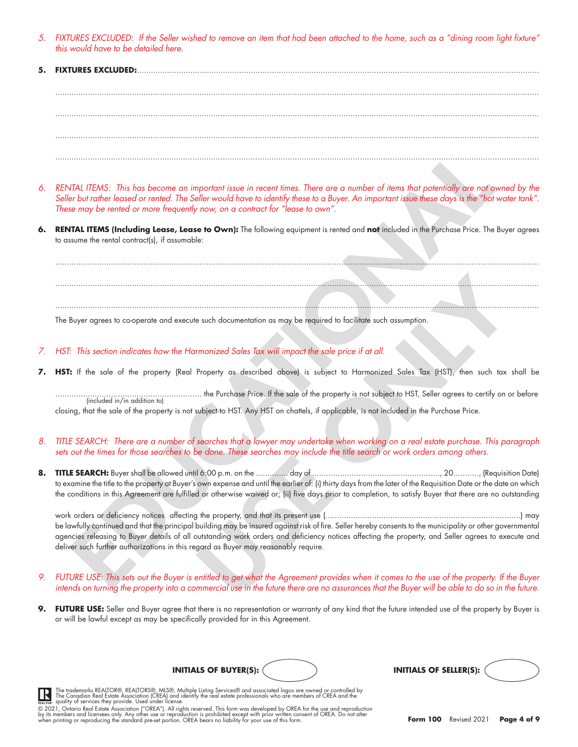*5. FIXTURES EXCLUDED: If the Seller wished to remove an item that had been attached to the home, such as a "dining room light fixture" this would have to be detailed here.*

**5. FIXTURES EXCLUDED:**...................................................................................................................................................................................

..........................................................................................................................................................................................................................

..........................................................................................................................................................................................................................

..........................................................................................................................................................................................................................

..........................................................................................................................................................................................................................

*6. RENTAL ITEMS: This has become an important issue in recent times. There are a number of items that potentially are not owned by the Seller but rather leased or rented. The Seller would have to identify these to a Buyer. An important issue these days is the "hot water tank". These may be rented or more frequently now, on a contract for "lease to own".*

**6. RENTAL ITEMS (Including Lease, Lease to Own):** The following equipment is rented and **not** included in the Purchase Price. The Buyer agrees to assume the rental contract(s), if assumable:

..........................................................................................................................................................................................................................

..........................................................................................................................................................................................................................

..........................................................................................................................................................................................................................

The Buyer agrees to co-operate and execute such documentation as may be required to facilitate such assumption.

*7. HST: This section indicates how the Harmonized Sales Tax will impact the sale price if at all.*

**7. HST:** If the sale of the property (Real Property as described above) is subject to Harmonized Sales Tax (HST), then such tax shall be

................................................................ the Purchase Price. If the sale of the property is not subject to HST, Seller agrees to certify on or before
(included in/in addition to)
closing, that the sale of the property is not subject to HST. Any HST on chattels, if applicable, is not included in the Purchase Price.

*8. TITLE SEARCH: There are a number of searches that a lawyer may undertake when working on a real estate purchase. This paragraph sets out the times for those searches to be done. These searches may include the title search or work orders among others.*

**8. TITLE SEARCH:** Buyer shall be allowed until 6:00 p.m. on the ............. day of ......................................................., 20..........., (Requisition Date) to examine the title to the property at Buyer's own expense and until the earlier of: (i) thirty days from the later of the Requisition Date or the date on which the conditions in this Agreement are fulfilled or otherwise waived or; (ii) five days prior to completion, to satisfy Buyer that there are no outstanding work orders or deficiency notices affecting the property, and that its present use (..................................................................................) may be lawfully continued and that the principal building may be insured against risk of fire. Seller hereby consents to the municipality or other governmental agencies releasing to Buyer details of all outstanding work orders and deficiency notices affecting the property, and Seller agrees to execute and deliver such further authorizations in this regard as Buyer may reasonably require.

*9. FUTURE USE: This sets out the Buyer is entitled to get what the Agreement provides when it comes to the use of the property. If the Buyer intends on turning the property into a commercial use in the future there are no assurances that the Buyer will be able to do so in the future.*

**9. FUTURE USE:** Seller and Buyer agree that there is no representation or warranty of any kind that the future intended use of the property by Buyer is or will be lawful except as may be specifically provided for in this Agreement.

**INITIALS OF BUYER(S):** 　　　　**INITIALS OF SELLER(S):**

The trademarks REALTOR®, REALTORS®, MLS®, Multiple Listing Services® and associated logos are owned or controlled by The Canadian Real Estate Association (CREA) and identify the real estate professionals who are members of CREA and the quality of services they provide. Used under license.
© 2021, Ontario Real Estate Association ("OREA"). All rights reserved. This form was developed by OREA for the use and reproduction by its members and licensees only. Any other use or reproduction is prohibited except with prior written consent of OREA. Do not alter when printing or reproducing the standard pre-set portion. OREA bears no liability for your use of this form.

**Form 100** Revised 2021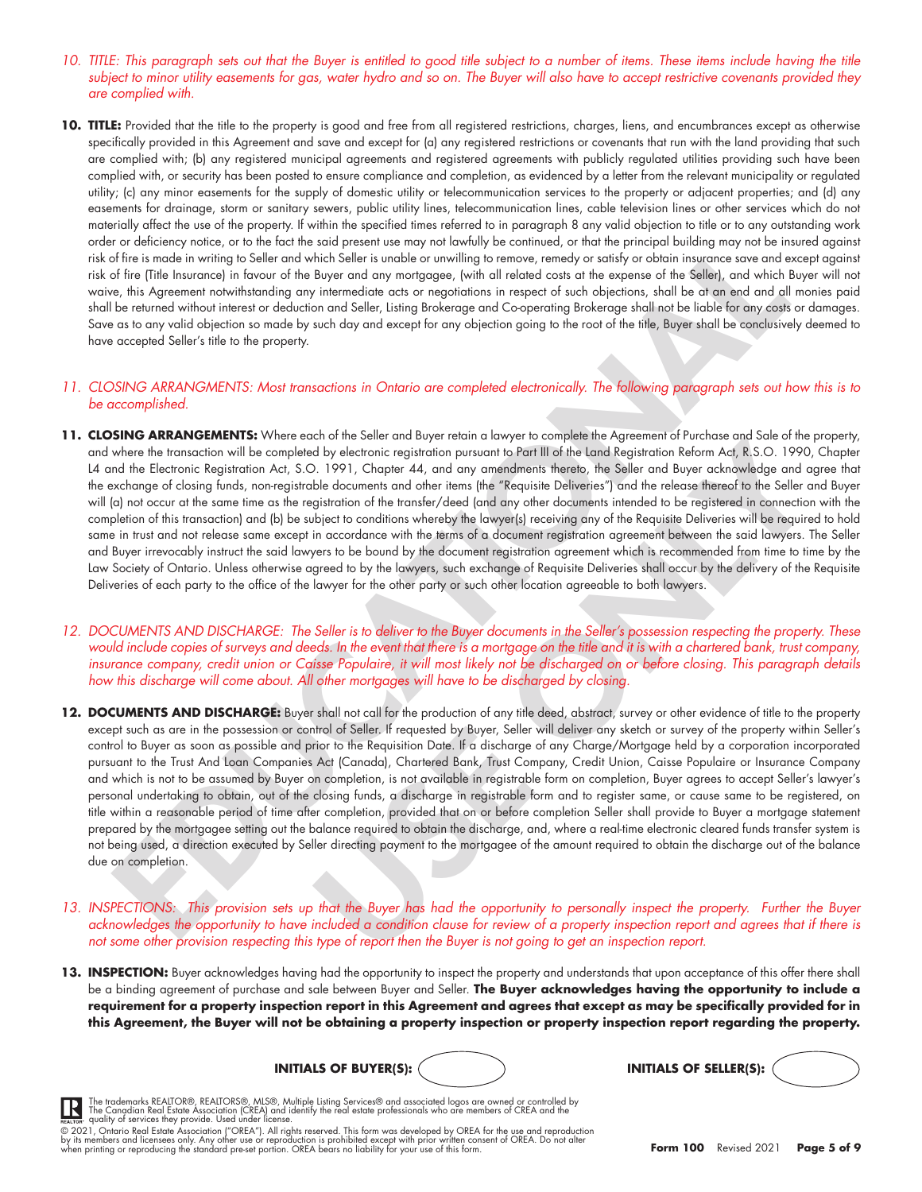*10. TITLE: This paragraph sets out that the Buyer is entitled to good title subject to a number of items. These items include having the title subject to minor utility easements for gas, water hydro and so on. The Buyer will also have to accept restrictive covenants provided they are complied with.*

**10. TITLE:** Provided that the title to the property is good and free from all registered restrictions, charges, liens, and encumbrances except as otherwise specifically provided in this Agreement and save and except for (a) any registered restrictions or covenants that run with the land providing that such are complied with; (b) any registered municipal agreements and registered agreements with publicly regulated utilities providing such have been complied with, or security has been posted to ensure compliance and completion, as evidenced by a letter from the relevant municipality or regulated utility; (c) any minor easements for the supply of domestic utility or telecommunication services to the property or adjacent properties; and (d) any easements for drainage, storm or sanitary sewers, public utility lines, telecommunication lines, cable television lines or other services which do not materially affect the use of the property. If within the specified times referred to in paragraph 8 any valid objection to title or to any outstanding work order or deficiency notice, or to the fact the said present use may not lawfully be continued, or that the principal building may not be insured against risk of fire is made in writing to Seller and which Seller is unable or unwilling to remove, remedy or satisfy or obtain insurance save and except against risk of fire (Title Insurance) in favour of the Buyer and any mortgagee, (with all related costs at the expense of the Seller), and which Buyer will not waive, this Agreement notwithstanding any intermediate acts or negotiations in respect of such objections, shall be at an end and all monies paid shall be returned without interest or deduction and Seller, Listing Brokerage and Co-operating Brokerage shall not be liable for any costs or damages. Save as to any valid objection so made by such day and except for any objection going to the root of the title, Buyer shall be conclusively deemed to have accepted Seller's title to the property.

*11. CLOSING ARRANGMENTS: Most transactions in Ontario are completed electronically. The following paragraph sets out how this is to be accomplished.*

**11. CLOSING ARRANGEMENTS:** Where each of the Seller and Buyer retain a lawyer to complete the Agreement of Purchase and Sale of the property, and where the transaction will be completed by electronic registration pursuant to Part III of the Land Registration Reform Act, R.S.O. 1990, Chapter L4 and the Electronic Registration Act, S.O. 1991, Chapter 44, and any amendments thereto, the Seller and Buyer acknowledge and agree that the exchange of closing funds, non-registrable documents and other items (the "Requisite Deliveries") and the release thereof to the Seller and Buyer will (a) not occur at the same time as the registration of the transfer/deed (and any other documents intended to be registered in connection with the completion of this transaction) and (b) be subject to conditions whereby the lawyer(s) receiving any of the Requisite Deliveries will be required to hold same in trust and not release same except in accordance with the terms of a document registration agreement between the said lawyers. The Seller and Buyer irrevocably instruct the said lawyers to be bound by the document registration agreement which is recommended from time to time by the Law Society of Ontario. Unless otherwise agreed to by the lawyers, such exchange of Requisite Deliveries shall occur by the delivery of the Requisite Deliveries of each party to the office of the lawyer for the other party or such other location agreeable to both lawyers.

*12. DOCUMENTS AND DISCHARGE: The Seller is to deliver to the Buyer documents in the Seller's possession respecting the property. These would include copies of surveys and deeds. In the event that there is a mortgage on the title and it is with a chartered bank, trust company, insurance company, credit union or Caisse Populaire, it will most likely not be discharged on or before closing. This paragraph details how this discharge will come about. All other mortgages will have to be discharged by closing.*

**12. DOCUMENTS AND DISCHARGE:** Buyer shall not call for the production of any title deed, abstract, survey or other evidence of title to the property except such as are in the possession or control of Seller. If requested by Buyer, Seller will deliver any sketch or survey of the property within Seller's control to Buyer as soon as possible and prior to the Requisition Date. If a discharge of any Charge/Mortgage held by a corporation incorporated pursuant to the Trust And Loan Companies Act (Canada), Chartered Bank, Trust Company, Credit Union, Caisse Populaire or Insurance Company and which is not to be assumed by Buyer on completion, is not available in registrable form on completion, Buyer agrees to accept Seller's lawyer's personal undertaking to obtain, out of the closing funds, a discharge in registrable form and to register same, or cause same to be registered, on title within a reasonable period of time after completion, provided that on or before completion Seller shall provide to Buyer a mortgage statement prepared by the mortgagee setting out the balance required to obtain the discharge, and, where a real-time electronic cleared funds transfer system is not being used, a direction executed by Seller directing payment to the mortgagee of the amount required to obtain the discharge out of the balance due on completion.

*13. INSPECTIONS: This provision sets up that the Buyer has had the opportunity to personally inspect the property. Further the Buyer acknowledges the opportunity to have included a condition clause for review of a property inspection report and agrees that if there is not some other provision respecting this type of report then the Buyer is not going to get an inspection report.*

**13. INSPECTION:** Buyer acknowledges having had the opportunity to inspect the property and understands that upon acceptance of this offer there shall be a binding agreement of purchase and sale between Buyer and Seller. **The Buyer acknowledges having the opportunity to include a requirement for a property inspection report in this Agreement and agrees that except as may be specifically provided for in this Agreement, the Buyer will not be obtaining a property inspection or property inspection report regarding the property.**

**INITIALS OF BUYER(S):** ( ) **INITIALS OF SELLER(S):** ( )

The trademarks REALTOR®, REALTORS®, MLS®, Multiple Listing Services® and associated logos are owned or controlled by The Canadian Real Estate Association (CREA) and identify the real estate professionals who are members of CREA and the quality of services they provide. Used under license.

© 2021, Ontario Real Estate Association ("OREA"). All rights reserved. This form was developed by OREA for the use and reproduction by its members and licensees only. Any other use or reproduction is prohibited except with prior written consent of OREA. Do not alter when printing or reproducing the standard pre-set portion. OREA bears no liability for your use of this form.

**Form 100** Revised 2021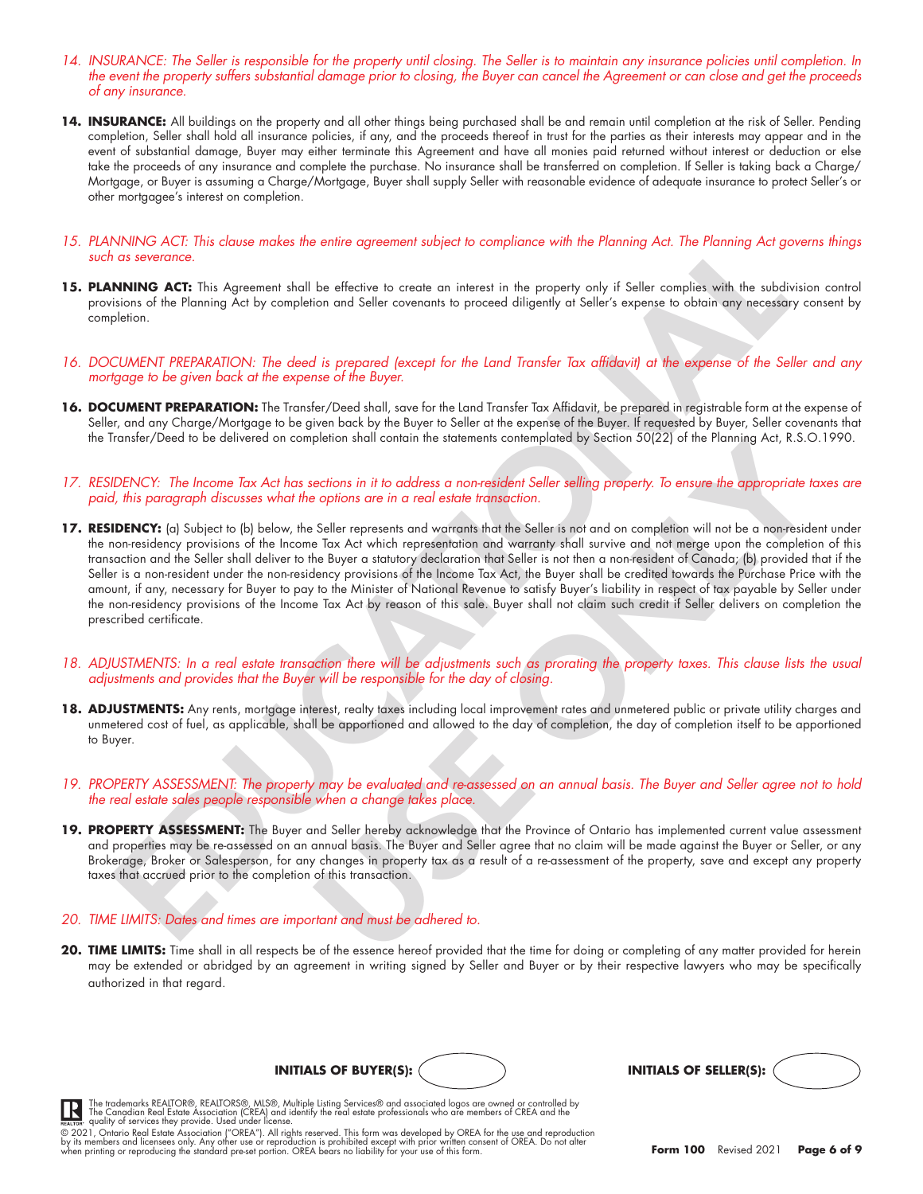*14. INSURANCE: The Seller is responsible for the property until closing. The Seller is to maintain any insurance policies until completion. In the event the property suffers substantial damage prior to closing, the Buyer can cancel the Agreement or can close and get the proceeds of any insurance.*

**14. INSURANCE:** All buildings on the property and all other things being purchased shall be and remain until completion at the risk of Seller. Pending completion, Seller shall hold all insurance policies, if any, and the proceeds thereof in trust for the parties as their interests may appear and in the event of substantial damage, Buyer may either terminate this Agreement and have all monies paid returned without interest or deduction or else take the proceeds of any insurance and complete the purchase. No insurance shall be transferred on completion. If Seller is taking back a Charge/ Mortgage, or Buyer is assuming a Charge/Mortgage, Buyer shall supply Seller with reasonable evidence of adequate insurance to protect Seller's or other mortgagee's interest on completion.

*15. PLANNING ACT: This clause makes the entire agreement subject to compliance with the Planning Act. The Planning Act governs things such as severance.*

**15. PLANNING ACT:** This Agreement shall be effective to create an interest in the property only if Seller complies with the subdivision control provisions of the Planning Act by completion and Seller covenants to proceed diligently at Seller's expense to obtain any necessary consent by completion.

*16. DOCUMENT PREPARATION: The deed is prepared (except for the Land Transfer Tax affidavit) at the expense of the Seller and any mortgage to be given back at the expense of the Buyer.*

**16. DOCUMENT PREPARATION:** The Transfer/Deed shall, save for the Land Transfer Tax Affidavit, be prepared in registrable form at the expense of Seller, and any Charge/Mortgage to be given back by the Buyer to Seller at the expense of the Buyer. If requested by Buyer, Seller covenants that the Transfer/Deed to be delivered on completion shall contain the statements contemplated by Section 50(22) of the Planning Act, R.S.O.1990.

*17. RESIDENCY: The Income Tax Act has sections in it to address a non-resident Seller selling property. To ensure the appropriate taxes are paid, this paragraph discusses what the options are in a real estate transaction.*

**17. RESIDENCY:** (a) Subject to (b) below, the Seller represents and warrants that the Seller is not and on completion will not be a non-resident under the non-residency provisions of the Income Tax Act which representation and warranty shall survive and not merge upon the completion of this transaction and the Seller shall deliver to the Buyer a statutory declaration that Seller is not then a non-resident of Canada; (b) provided that if the Seller is a non-resident under the non-residency provisions of the Income Tax Act, the Buyer shall be credited towards the Purchase Price with the amount, if any, necessary for Buyer to pay to the Minister of National Revenue to satisfy Buyer's liability in respect of tax payable by Seller under the non-residency provisions of the Income Tax Act by reason of this sale. Buyer shall not claim such credit if Seller delivers on completion the prescribed certificate.

*18. ADJUSTMENTS: In a real estate transaction there will be adjustments such as prorating the property taxes. This clause lists the usual adjustments and provides that the Buyer will be responsible for the day of closing.*

**18. ADJUSTMENTS:** Any rents, mortgage interest, realty taxes including local improvement rates and unmetered public or private utility charges and unmetered cost of fuel, as applicable, shall be apportioned and allowed to the day of completion, the day of completion itself to be apportioned to Buyer.

*19. PROPERTY ASSESSMENT: The property may be evaluated and re-assessed on an annual basis. The Buyer and Seller agree not to hold the real estate sales people responsible when a change takes place.*

**19. PROPERTY ASSESSMENT:** The Buyer and Seller hereby acknowledge that the Province of Ontario has implemented current value assessment and properties may be re-assessed on an annual basis. The Buyer and Seller agree that no claim will be made against the Buyer or Seller, or any Brokerage, Broker or Salesperson, for any changes in property tax as a result of a re-assessment of the property, save and except any property taxes that accrued prior to the completion of this transaction.

*20. TIME LIMITS: Dates and times are important and must be adhered to.*

**20. TIME LIMITS:** Time shall in all respects be of the essence hereof provided that the time for doing or completing of any matter provided for herein may be extended or abridged by an agreement in writing signed by Seller and Buyer or by their respective lawyers who may be specifically authorized in that regard.

**INITIALS OF BUYER(S):** ______ **INITIALS OF SELLER(S):** ______

The trademarks REALTOR®, REALTORS®, MLS®, Multiple Listing Services® and associated logos are owned or controlled by The Canadian Real Estate Association (CREA) and identify the real estate professionals who are members of CREA and the quality of services they provide. Used under license.

© 2021, Ontario Real Estate Association ("OREA"). All rights reserved. This form was developed by OREA for the use and reproduction by its members and licensees only. Any other use or reproduction is prohibited except with prior written consent of OREA. Do not alter when printing or reproducing the standard pre-set portion. OREA bears no liability for your use of this form.

**Form 100** Revised 2021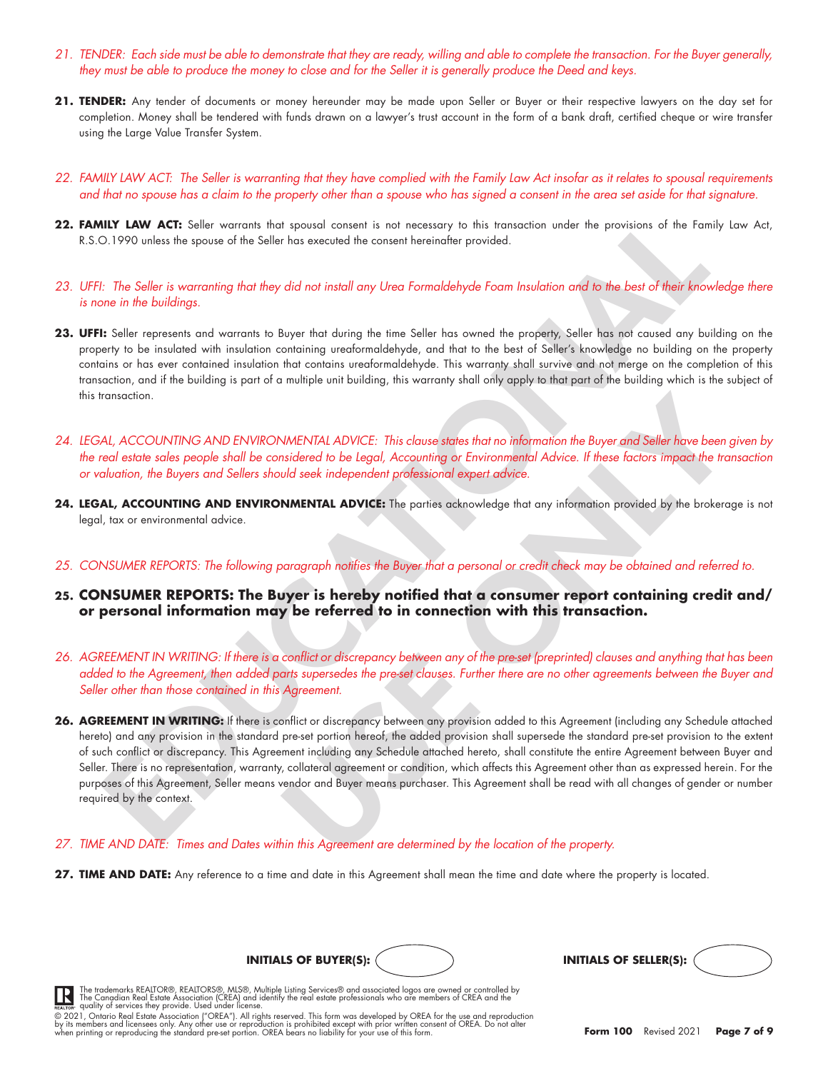*21. TENDER: Each side must be able to demonstrate that they are ready, willing and able to complete the transaction. For the Buyer generally, they must be able to produce the money to close and for the Seller it is generally produce the Deed and keys.*

**21. TENDER:** Any tender of documents or money hereunder may be made upon Seller or Buyer or their respective lawyers on the day set for completion. Money shall be tendered with funds drawn on a lawyer's trust account in the form of a bank draft, certified cheque or wire transfer using the Large Value Transfer System.

*22. FAMILY LAW ACT: The Seller is warranting that they have complied with the Family Law Act insofar as it relates to spousal requirements and that no spouse has a claim to the property other than a spouse who has signed a consent in the area set aside for that signature.*

**22. FAMILY LAW ACT:** Seller warrants that spousal consent is not necessary to this transaction under the provisions of the Family Law Act, R.S.O.1990 unless the spouse of the Seller has executed the consent hereinafter provided.

*23. UFFI: The Seller is warranting that they did not install any Urea Formaldehyde Foam Insulation and to the best of their knowledge there is none in the buildings.*

**23. UFFI:** Seller represents and warrants to Buyer that during the time Seller has owned the property, Seller has not caused any building on the property to be insulated with insulation containing ureaformaldehyde, and that to the best of Seller's knowledge no building on the property contains or has ever contained insulation that contains ureaformaldehyde. This warranty shall survive and not merge on the completion of this transaction, and if the building is part of a multiple unit building, this warranty shall only apply to that part of the building which is the subject of this transaction.

*24. LEGAL, ACCOUNTING AND ENVIRONMENTAL ADVICE: This clause states that no information the Buyer and Seller have been given by the real estate sales people shall be considered to be Legal, Accounting or Environmental Advice. If these factors impact the transaction or valuation, the Buyers and Sellers should seek independent professional expert advice.*

**24. LEGAL, ACCOUNTING AND ENVIRONMENTAL ADVICE:** The parties acknowledge that any information provided by the brokerage is not legal, tax or environmental advice.

*25. CONSUMER REPORTS: The following paragraph notifies the Buyer that a personal or credit check may be obtained and referred to.*

**25. CONSUMER REPORTS: The Buyer is hereby notified that a consumer report containing credit and/or personal information may be referred to in connection with this transaction.**

*26. AGREEMENT IN WRITING: If there is a conflict or discrepancy between any of the pre-set (preprinted) clauses and anything that has been added to the Agreement, then added parts supersedes the pre-set clauses. Further there are no other agreements between the Buyer and Seller other than those contained in this Agreement.*

**26. AGREEMENT IN WRITING:** If there is conflict or discrepancy between any provision added to this Agreement (including any Schedule attached hereto) and any provision in the standard pre-set portion hereof, the added provision shall supersede the standard pre-set provision to the extent of such conflict or discrepancy. This Agreement including any Schedule attached hereto, shall constitute the entire Agreement between Buyer and Seller. There is no representation, warranty, collateral agreement or condition, which affects this Agreement other than as expressed herein. For the purposes of this Agreement, Seller means vendor and Buyer means purchaser. This Agreement shall be read with all changes of gender or number required by the context.

*27. TIME AND DATE: Times and Dates within this Agreement are determined by the location of the property.*

**27. TIME AND DATE:** Any reference to a time and date in this Agreement shall mean the time and date where the property is located.

**INITIALS OF BUYER(S):** ______ **INITIALS OF SELLER(S):** ______

The trademarks REALTOR®, REALTORS®, MLS®, Multiple Listing Services® and associated logos are owned or controlled by The Canadian Real Estate Association (CREA) and identify the real estate professionals who are members of CREA and the quality of services they provide. Used under license.

© 2021, Ontario Real Estate Association ("OREA"). All rights reserved. This form was developed by OREA for the use and reproduction by its members and licensees only. Any other use or reproduction is prohibited except with prior written consent of OREA. Do not alter when printing or reproducing the standard pre-set portion. OREA bears no liability for your use of this form.

**Form 100** Revised 2021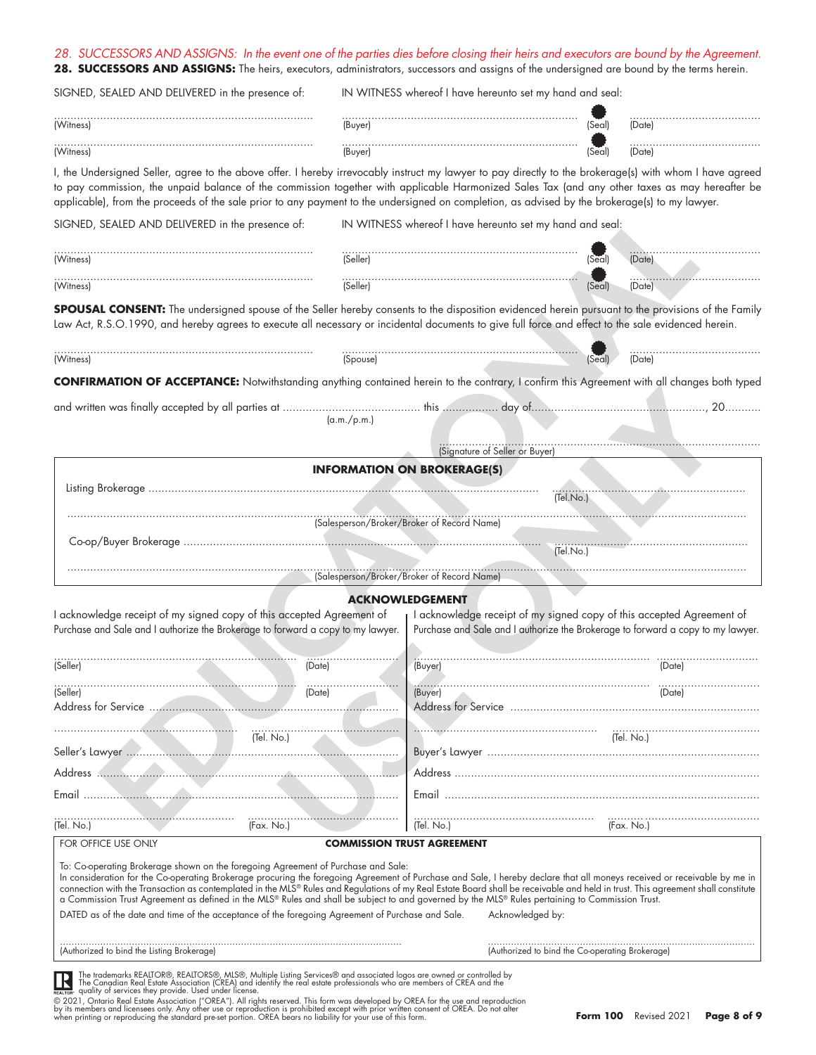*28. SUCCESSORS AND ASSIGNS: In the event one of the parties dies before closing their heirs and executors are bound by the Agreement.*

**28. SUCCESSORS AND ASSIGNS:** The heirs, executors, administrators, successors and assigns of the undersigned are bound by the terms herein.

SIGNED, SEALED AND DELIVERED in the presence of: IN WITNESS whereof I have hereunto set my hand and seal:

| | | | |
|---|---|---|---|
| (Witness) | (Buyer) | (Seal) | (Date) |
| (Witness) | (Buyer) | (Seal) | (Date) |

I, the Undersigned Seller, agree to the above offer. I hereby irrevocably instruct my lawyer to pay directly to the brokerage(s) with whom I have agreed to pay commission, the unpaid balance of the commission together with applicable Harmonized Sales Tax (and any other taxes as may hereafter be applicable), from the proceeds of the sale prior to any payment to the undersigned on completion, as advised by the brokerage(s) to my lawyer.

SIGNED, SEALED AND DELIVERED in the presence of: IN WITNESS whereof I have hereunto set my hand and seal:

| | | | |
|---|---|---|---|
| (Witness) | (Seller) | (Seal) | (Date) |
| (Witness) | (Seller) | (Seal) | (Date) |

**SPOUSAL CONSENT:** The undersigned spouse of the Seller hereby consents to the disposition evidenced herein pursuant to the provisions of the Family Law Act, R.S.O.1990, and hereby agrees to execute all necessary or incidental documents to give full force and effect to the sale evidenced herein.

| | | | |
|---|---|---|---|
| (Witness) | (Spouse) | (Seal) | (Date) |

**CONFIRMATION OF ACCEPTANCE:** Notwithstanding anything contained herein to the contrary, I confirm this Agreement with all changes both typed and written was finally accepted by all parties at .......................... (a.m./p.m.) this ................ day of ..........................., 20..........

.................................................................................
(Signature of Seller or Buyer)

**INFORMATION ON BROKERAGE(S)**

Listing Brokerage ............................................................ (Tel.No.) ..............................

............................................................
(Salesperson/Broker/Broker of Record Name)

Co-op/Buyer Brokerage ............................................................ (Tel.No.) ..............................

............................................................
(Salesperson/Broker/Broker of Record Name)

**ACKNOWLEDGEMENT**

| | |
|---|---|
| I acknowledge receipt of my signed copy of this accepted Agreement of Purchase and Sale and I authorize the Brokerage to forward a copy to my lawyer. | I acknowledge receipt of my signed copy of this accepted Agreement of Purchase and Sale and I authorize the Brokerage to forward a copy to my lawyer. |
| (Seller) (Date) | (Buyer) (Date) |
| (Seller) (Date) | (Buyer) (Date) |
| Address for Service | Address for Service |
| (Tel. No.) | (Tel. No.) |
| Seller's Lawyer | Buyer's Lawyer |
| Address | Address |
| Email | Email |
| (Tel. No.) (Fax. No.) | (Tel. No.) (Fax. No.) |

FOR OFFICE USE ONLY

**COMMISSION TRUST AGREEMENT**

To: Co-operating Brokerage shown on the foregoing Agreement of Purchase and Sale:
In consideration for the Co-operating Brokerage procuring the foregoing Agreement of Purchase and Sale, I hereby declare that all moneys received or receivable by me in connection with the Transaction as contemplated in the MLS® Rules and Regulations of my Real Estate Board shall be receivable and held in trust. This agreement shall constitute a Commission Trust Agreement as defined in the MLS® Rules and shall be subject to and governed by the MLS® Rules pertaining to Commission Trust.

DATED as of the date and time of the acceptance of the foregoing Agreement of Purchase and Sale. Acknowledged by:

| | |
|---|---|
| (Authorized to bind the Listing Brokerage) | (Authorized to bind the Co-operating Brokerage) |

The trademarks REALTOR®, REALTORS®, MLS®, Multiple Listing Services® and associated logos are owned or controlled by The Canadian Real Estate Association (CREA) and identify the real estate professionals who are members of CREA and the quality of services they provide. Used under license.

© 2021, Ontario Real Estate Association ("OREA"). All rights reserved. This form was developed by OREA for the use and reproduction by its members and licensees only. Any other use or reproduction is prohibited except with prior written consent of OREA. Do not alter when printing or reproducing the standard pre-set portion. OREA bears no liability for your use of this form.

**Form 100** Revised 2021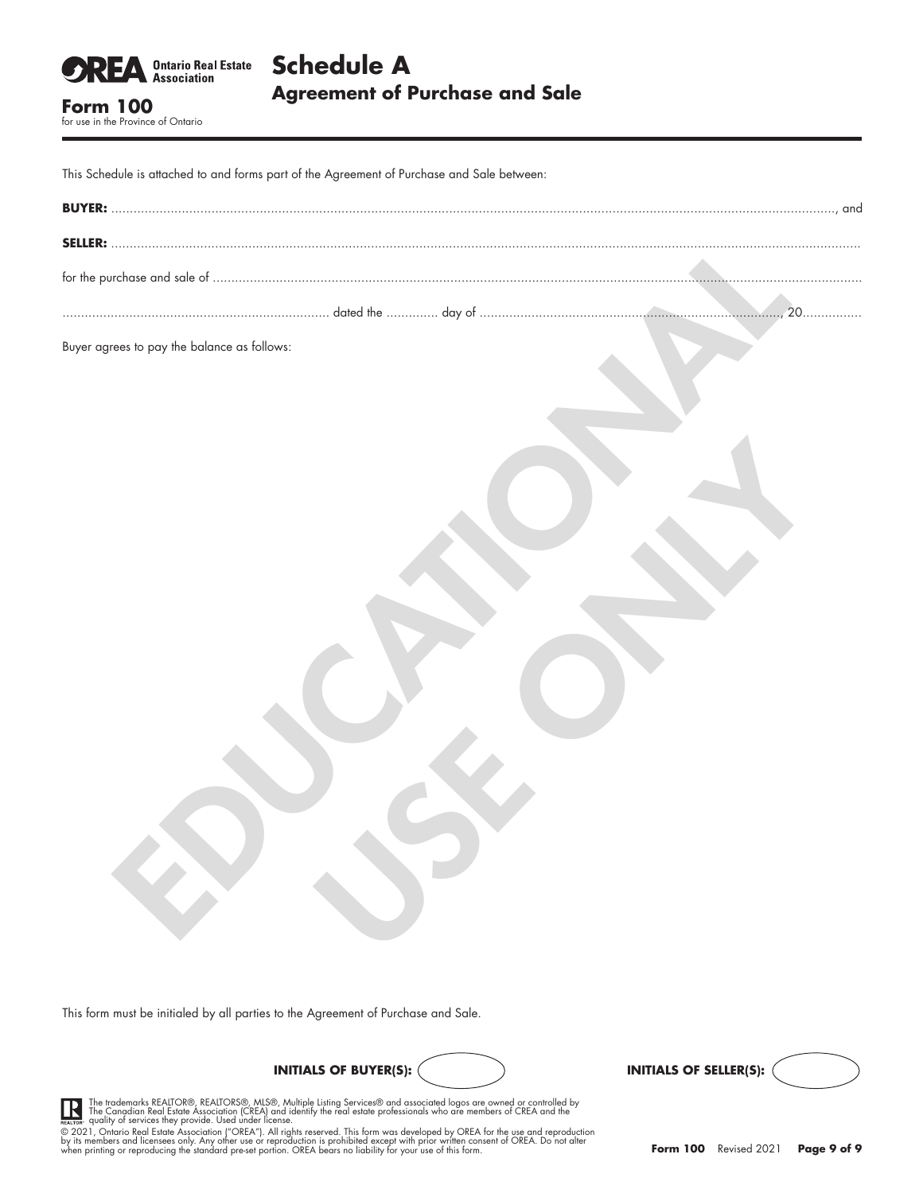**OREA** Ontario Real Estate Association

**Form 100**
for use in the Province of Ontario

# Schedule A
## Agreement of Purchase and Sale

This Schedule is attached to and forms part of the Agreement of Purchase and Sale between:

**BUYER:** ............................................................................................................................................................................................., and

**SELLER:** ...................................................................................................................................................................................................

for the purchase and sale of ....................................................................................................................................................................

...................................................................... dated the ............. day of ................................................................................., 20...............

Buyer agrees to pay the balance as follows:

EDUCATIONAL USE ONLY

This form must be initialed by all parties to the Agreement of Purchase and Sale.

**INITIALS OF BUYER(S):** ( )   **INITIALS OF SELLER(S):** ( )

The trademarks REALTOR®, REALTORS®, MLS®, Multiple Listing Services® and associated logos are owned or controlled by The Canadian Real Estate Association (CREA) and identify the real estate professionals who are members of CREA and the quality of services they provide. Used under license.

© 2021, Ontario Real Estate Association ("OREA"). All rights reserved. This form was developed by OREA for the use and reproduction by its members and licensees only. Any other use or reproduction is prohibited except with prior written consent of OREA. Do not alter when printing or reproducing the standard pre-set portion. OREA bears no liability for your use of this form.

**Form 100** Revised 2021